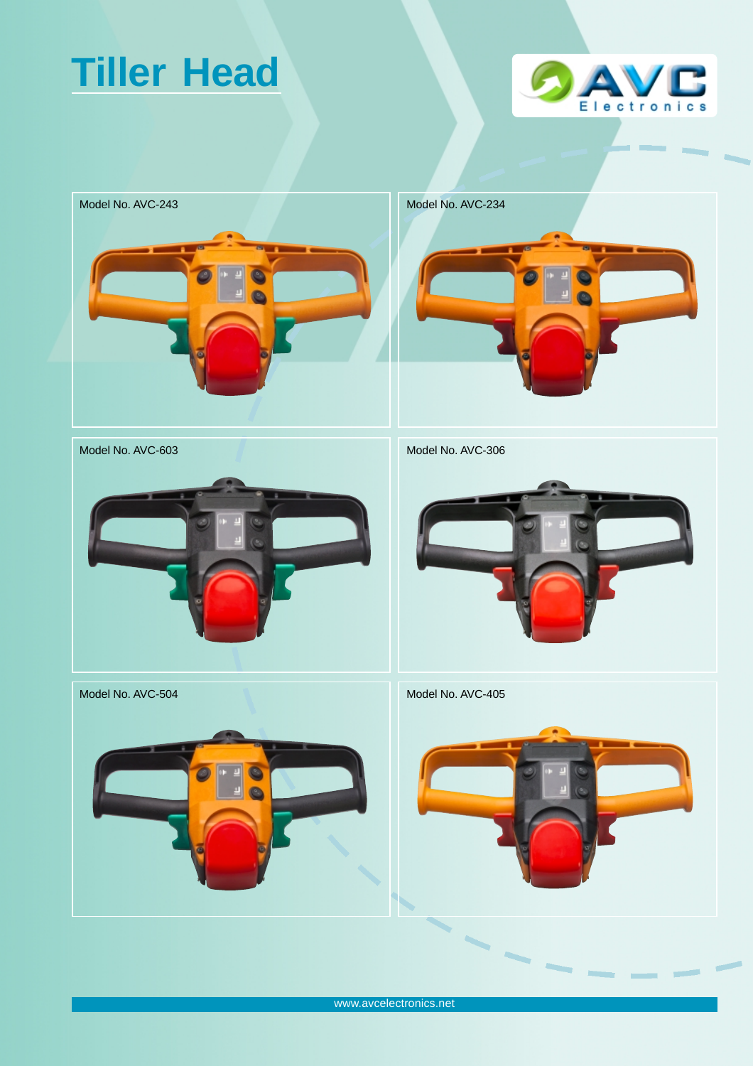# Tiller Head

AVC Electronics

Model No. AVC-243

Model No. AVC-234

Model No. AVC-603

Model No. AVC-306

Model No. AVC-504

Model No. AVC-405

www.avcelectronics.net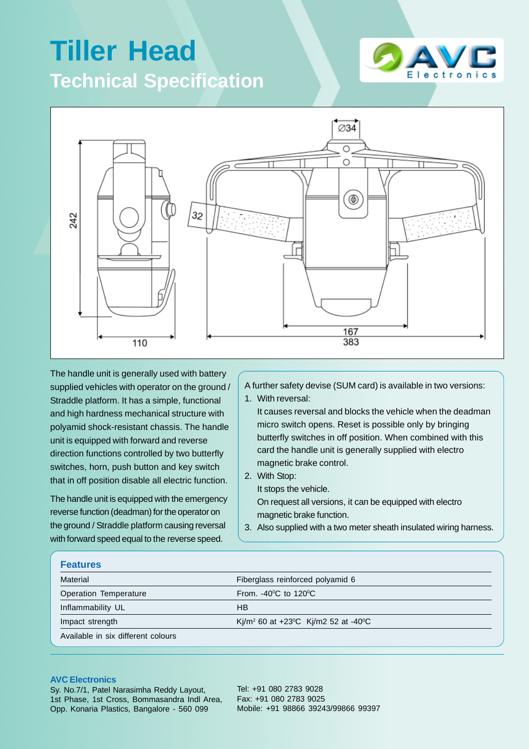# Tiller Head

## Technical Specification

AVC Electronics

Ø34

242

32

110

167

383

The handle unit is generally used with battery supplied vehicles with operator on the ground / Straddle platform. It has a simple, functional and high hardness mechanical structure with polyamid shock-resistant chassis. The handle unit is equipped with forward and reverse direction functions controlled by two butterfly switches, horn, push button and key switch that in off position disable all electric function.

The handle unit is equipped with the emergency reverse function (deadman) for the operator on the ground / Straddle platform causing reversal with forward speed equal to the reverse speed.

A further safety devise (SUM card) is available in two versions:

1. With reversal:
   It causes reversal and blocks the vehicle when the deadman micro switch opens. Reset is possible only by bringing butterfly switches in off position. When combined with this card the handle unit is generally supplied with electro magnetic brake control.
2. With Stop:
   It stops the vehicle.
   On request all versions, it can be equipped with electro magnetic brake function.
3. Also supplied with a two meter sheath insulated wiring harness.

### Features

| | |
|---|---|
| Material | Fiberglass reinforced polyamid 6 |
| Operation Temperature | From. -40°C to 120°C |
| Inflammability UL | HB |
| Impact strength | Kj/m² 60 at +23°C Kj/m2 52 at -40°C |
| Available in six different colours | |

**AVC Electronics**
Sy. No.7/1, Patel Narasimha Reddy Layout,
1st Phase, 1st Cross, Bommasandra Indl Area,
Opp. Konaria Plastics, Bangalore - 560 099

Tel: +91 080 2783 9028
Fax: +91 080 2783 9025
Mobile: +91 98866 39243/99866 99397